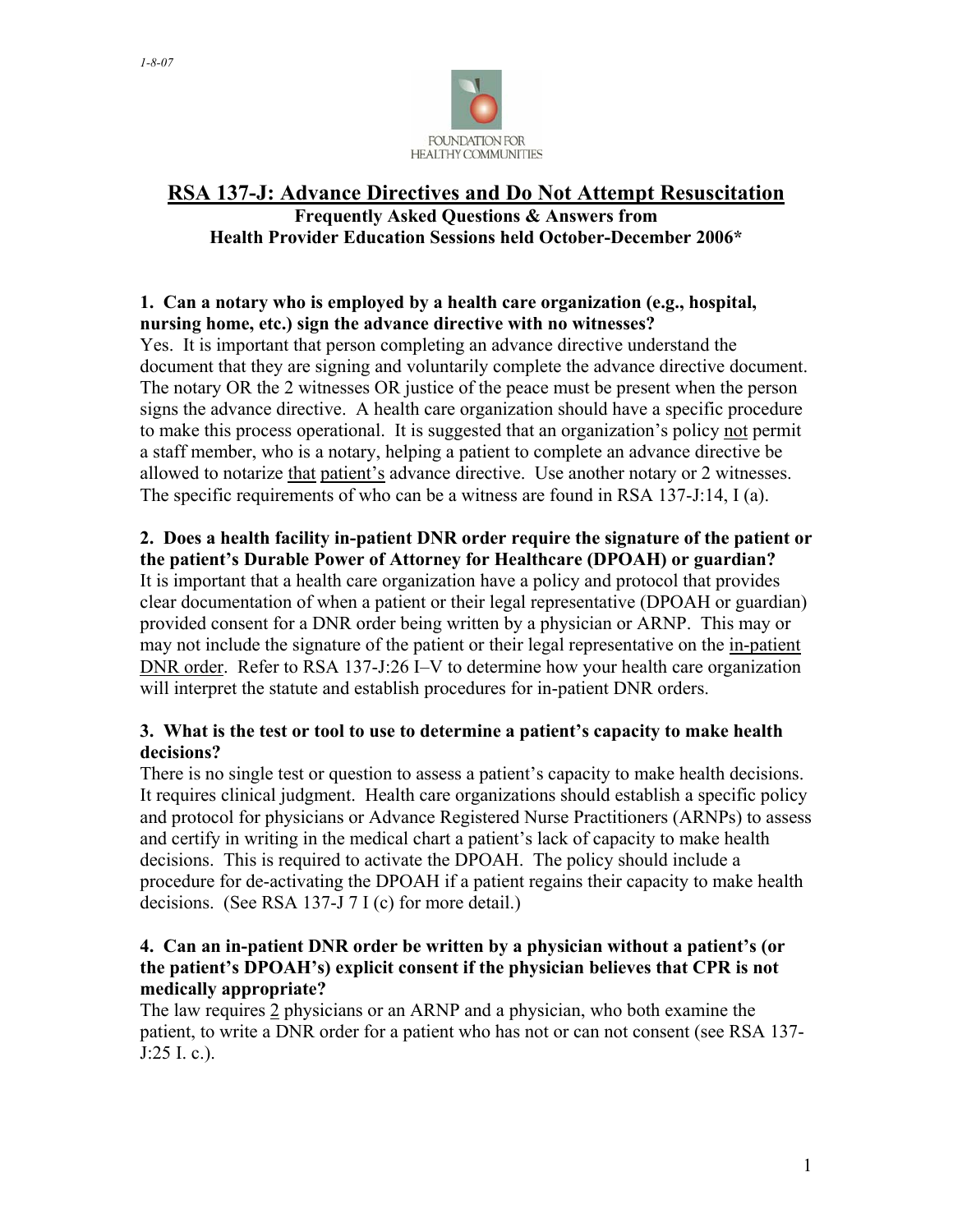*1-8-07*

FOUNDATION FOR HEALTHY COMMUNITIES

# RSA 137-J: Advance Directives and Do Not Attempt Resuscitation

**Frequently Asked Questions & Answers from Health Provider Education Sessions held October-December 2006***

**1. Can a notary who is employed by a health care organization (e.g., hospital, nursing home, etc.) sign the advance directive with no witnesses?**

Yes. It is important that person completing an advance directive understand the document that they are signing and voluntarily complete the advance directive document. The notary OR the 2 witnesses OR justice of the peace must be present when the person signs the advance directive. A health care organization should have a specific procedure to make this process operational. It is suggested that an organization's policy not permit a staff member, who is a notary, helping a patient to complete an advance directive be allowed to notarize that patient's advance directive. Use another notary or 2 witnesses. The specific requirements of who can be a witness are found in RSA 137-J:14, I (a).

**2. Does a health facility in-patient DNR order require the signature of the patient or the patient's Durable Power of Attorney for Healthcare (DPOAH) or guardian?**

It is important that a health care organization have a policy and protocol that provides clear documentation of when a patient or their legal representative (DPOAH or guardian) provided consent for a DNR order being written by a physician or ARNP. This may or may not include the signature of the patient or their legal representative on the in-patient DNR order. Refer to RSA 137-J:26 I–V to determine how your health care organization will interpret the statute and establish procedures for in-patient DNR orders.

**3. What is the test or tool to use to determine a patient's capacity to make health decisions?**

There is no single test or question to assess a patient's capacity to make health decisions. It requires clinical judgment. Health care organizations should establish a specific policy and protocol for physicians or Advance Registered Nurse Practitioners (ARNPs) to assess and certify in writing in the medical chart a patient's lack of capacity to make health decisions. This is required to activate the DPOAH. The policy should include a procedure for de-activating the DPOAH if a patient regains their capacity to make health decisions. (See RSA 137-J 7 I (c) for more detail.)

**4. Can an in-patient DNR order be written by a physician without a patient's (or the patient's DPOAH's) explicit consent if the physician believes that CPR is not medically appropriate?**

The law requires 2 physicians or an ARNP and a physician, who both examine the patient, to write a DNR order for a patient who has not or can not consent (see RSA 137-J:25 I. c.).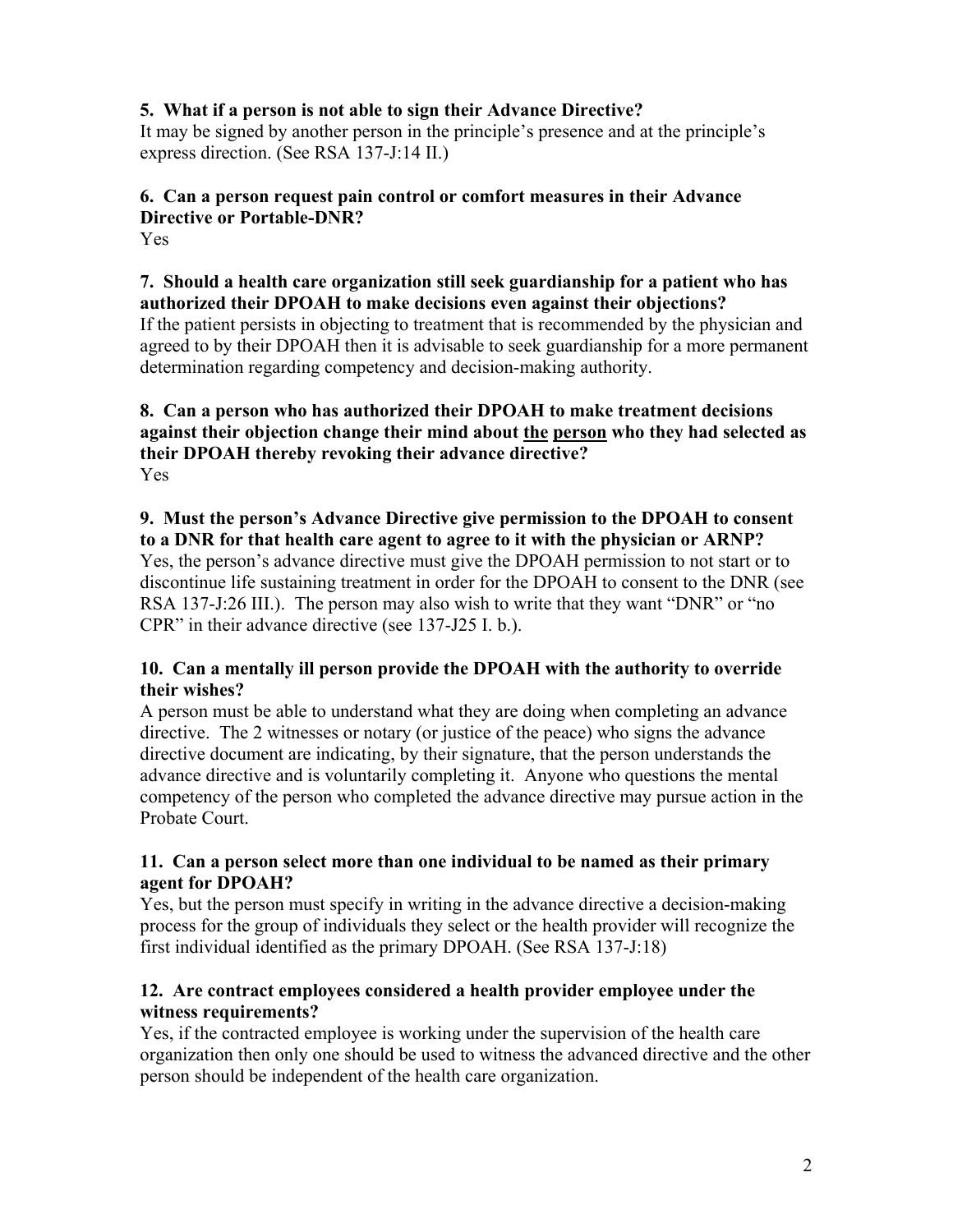**5. What if a person is not able to sign their Advance Directive?**
It may be signed by another person in the principle's presence and at the principle's express direction. (See RSA 137-J:14 II.)

**6. Can a person request pain control or comfort measures in their Advance Directive or Portable-DNR?**
Yes

**7. Should a health care organization still seek guardianship for a patient who has authorized their DPOAH to make decisions even against their objections?**
If the patient persists in objecting to treatment that is recommended by the physician and agreed to by their DPOAH then it is advisable to seek guardianship for a more permanent determination regarding competency and decision-making authority.

**8. Can a person who has authorized their DPOAH to make treatment decisions against their objection change their mind about <u>the</u> <u>person</u> who they had selected as their DPOAH thereby revoking their advance directive?**
Yes

**9. Must the person's Advance Directive give permission to the DPOAH to consent to a DNR for that health care agent to agree to it with the physician or ARNP?**
Yes, the person's advance directive must give the DPOAH permission to not start or to discontinue life sustaining treatment in order for the DPOAH to consent to the DNR (see RSA 137-J:26 III.). The person may also wish to write that they want "DNR" or "no CPR" in their advance directive (see 137-J25 I. b.).

**10. Can a mentally ill person provide the DPOAH with the authority to override their wishes?**
A person must be able to understand what they are doing when completing an advance directive. The 2 witnesses or notary (or justice of the peace) who signs the advance directive document are indicating, by their signature, that the person understands the advance directive and is voluntarily completing it. Anyone who questions the mental competency of the person who completed the advance directive may pursue action in the Probate Court.

**11. Can a person select more than one individual to be named as their primary agent for DPOAH?**
Yes, but the person must specify in writing in the advance directive a decision-making process for the group of individuals they select or the health provider will recognize the first individual identified as the primary DPOAH. (See RSA 137-J:18)

**12. Are contract employees considered a health provider employee under the witness requirements?**
Yes, if the contracted employee is working under the supervision of the health care organization then only one should be used to witness the advanced directive and the other person should be independent of the health care organization.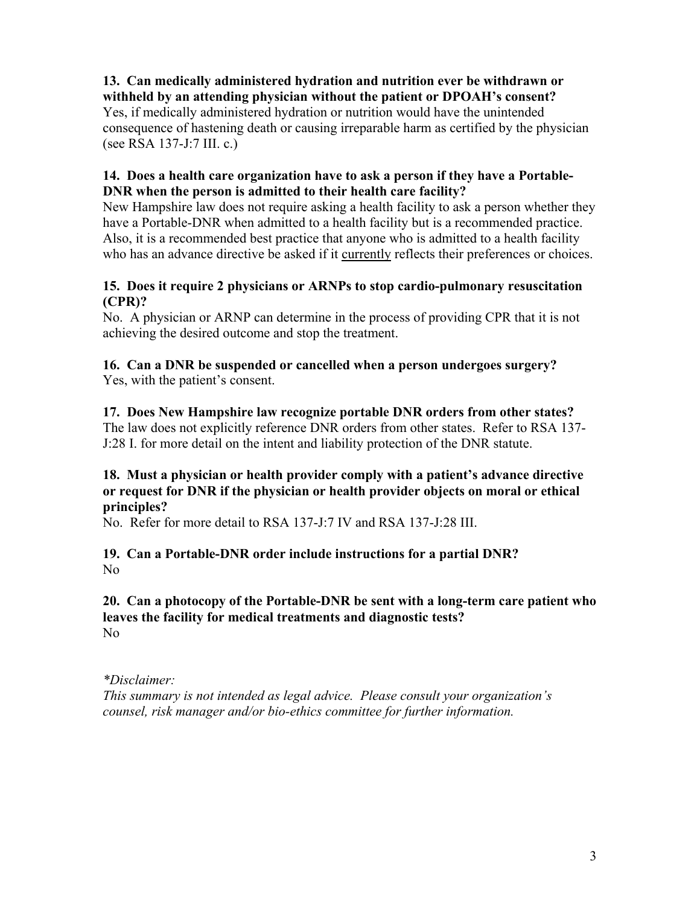**13. Can medically administered hydration and nutrition ever be withdrawn or withheld by an attending physician without the patient or DPOAH's consent?**
Yes, if medically administered hydration or nutrition would have the unintended consequence of hastening death or causing irreparable harm as certified by the physician (see RSA 137-J:7 III. c.)

**14. Does a health care organization have to ask a person if they have a Portable-DNR when the person is admitted to their health care facility?**
New Hampshire law does not require asking a health facility to ask a person whether they have a Portable-DNR when admitted to a health facility but is a recommended practice. Also, it is a recommended best practice that anyone who is admitted to a health facility who has an advance directive be asked if it <u>currently</u> reflects their preferences or choices.

**15. Does it require 2 physicians or ARNPs to stop cardio-pulmonary resuscitation (CPR)?**
No. A physician or ARNP can determine in the process of providing CPR that it is not achieving the desired outcome and stop the treatment.

**16. Can a DNR be suspended or cancelled when a person undergoes surgery?**
Yes, with the patient's consent.

**17. Does New Hampshire law recognize portable DNR orders from other states?**
The law does not explicitly reference DNR orders from other states. Refer to RSA 137-J:28 I. for more detail on the intent and liability protection of the DNR statute.

**18. Must a physician or health provider comply with a patient's advance directive or request for DNR if the physician or health provider objects on moral or ethical principles?**
No. Refer for more detail to RSA 137-J:7 IV and RSA 137-J:28 III.

**19. Can a Portable-DNR order include instructions for a partial DNR?**
No

**20. Can a photocopy of the Portable-DNR be sent with a long-term care patient who leaves the facility for medical treatments and diagnostic tests?**
No

*\*Disclaimer:*
*This summary is not intended as legal advice. Please consult your organization's counsel, risk manager and/or bio-ethics committee for further information.*